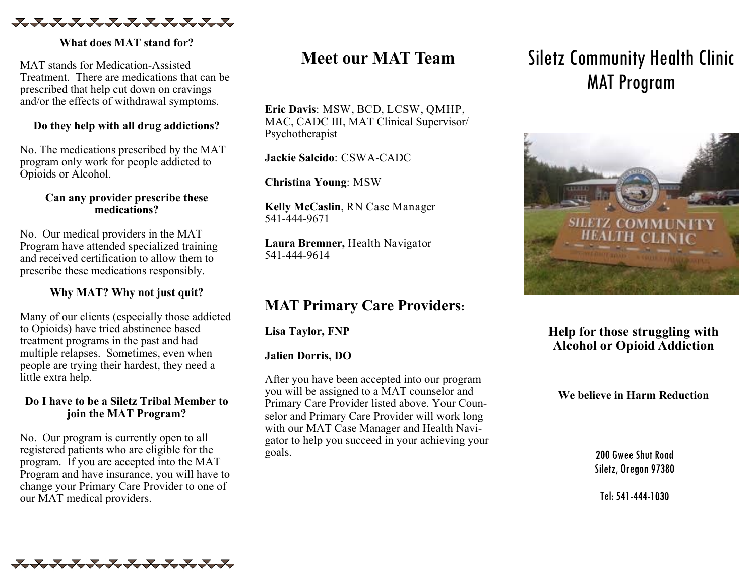**What does MAT stand for?**

MAT stands for Medication-Assisted Treatment. There are medications that can be prescribed that help cut down on cravings and/or the effects of withdrawal symptoms.

**Do they help with all drug addictions?**

No. The medications prescribed by the MAT program only work for people addicted to Opioids or Alcohol.

**Can any provider prescribe these medications?**

No. Our medical providers in the MAT Program have attended specialized training and received certification to allow them to prescribe these medications responsibly.

**Why MAT? Why not just quit?**

Many of our clients (especially those addicted to Opioids) have tried abstinence based treatment programs in the past and had multiple relapses. Sometimes, even when people are trying their hardest, they need a little extra help.

**Do I have to be a Siletz Tribal Member to join the MAT Program?**

No. Our program is currently open to all registered patients who are eligible for the program. If you are accepted into the MAT Program and have insurance, you will have to change your Primary Care Provider to one of our MAT medical providers.

## Meet our MAT Team

**Eric Davis**: MSW, BCD, LCSW, QMHP, MAC, CADC III, MAT Clinical Supervisor/ Psychotherapist

**Jackie Salcido**: CSWA-CADC

**Christina Young**: MSW

**Kelly McCaslin**, RN Case Manager
541-444-9671

**Laura Bremner,** Health Navigator
541-444-9614

## MAT Primary Care Providers:

**Lisa Taylor, FNP**

**Jalien Dorris, DO**

After you have been accepted into our program you will be assigned to a MAT counselor and Primary Care Provider listed above. Your Counselor and Primary Care Provider will work long with our MAT Case Manager and Health Navigator to help you succeed in your achieving your goals.

# Siletz Community Health Clinic MAT Program

**Help for those struggling with Alcohol or Opioid Addiction**

**We believe in Harm Reduction**

200 Gwee Shut Road
Siletz, Oregon 97380

Tel: 541-444-1030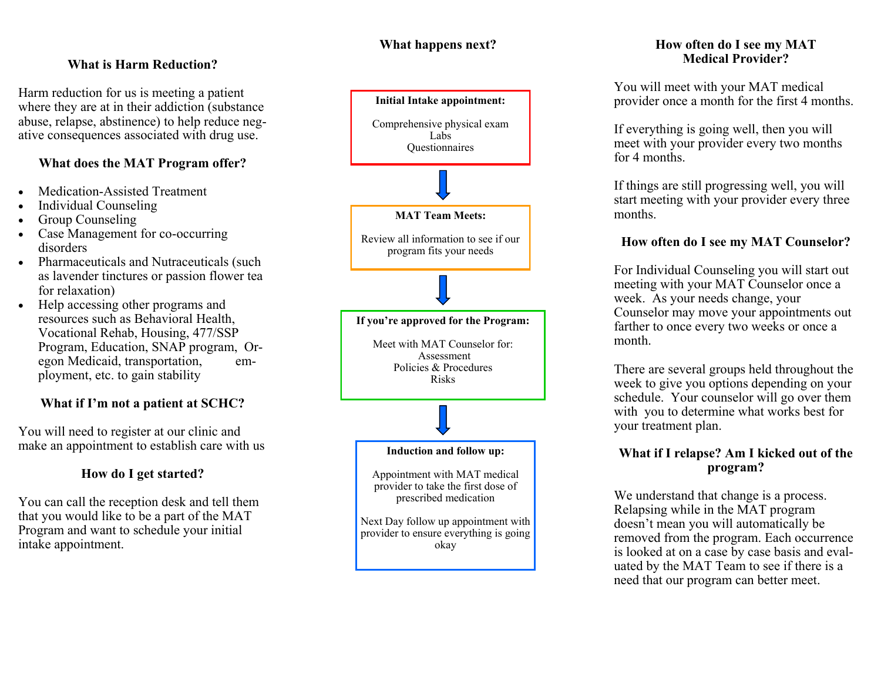### What is Harm Reduction?

Harm reduction for us is meeting a patient where they are at in their addiction (substance abuse, relapse, abstinence) to help reduce negative consequences associated with drug use.

### What does the MAT Program offer?

- Medication-Assisted Treatment
- Individual Counseling
- Group Counseling
- Case Management for co-occurring disorders
- Pharmaceuticals and Nutraceuticals (such as lavender tinctures or passion flower tea for relaxation)
- Help accessing other programs and resources such as Behavioral Health, Vocational Rehab, Housing, 477/SSP Program, Education, SNAP program, Oregon Medicaid, transportation, employment, etc. to gain stability

### What if I'm not a patient at SCHC?

You will need to register at our clinic and make an appointment to establish care with us

### How do I get started?

You can call the reception desk and tell them that you would like to be a part of the MAT Program and want to schedule your initial intake appointment.

### What happens next?

**Initial Intake appointment:**

Comprehensive physical exam
Labs
Questionnaires

↓

**MAT Team Meets:**

Review all information to see if our program fits your needs

↓

**If you're approved for the Program:**

Meet with MAT Counselor for:
Assessment
Policies & Procedures
Risks

↓

**Induction and follow up:**

Appointment with MAT medical provider to take the first dose of prescribed medication

Next Day follow up appointment with provider to ensure everything is going okay

### How often do I see my MAT Medical Provider?

You will meet with your MAT medical provider once a month for the first 4 months.

If everything is going well, then you will meet with your provider every two months for 4 months.

If things are still progressing well, you will start meeting with your provider every three months.

### How often do I see my MAT Counselor?

For Individual Counseling you will start out meeting with your MAT Counselor once a week. As your needs change, your Counselor may move your appointments out farther to once every two weeks or once a month.

There are several groups held throughout the week to give you options depending on your schedule. Your counselor will go over them with you to determine what works best for your treatment plan.

### What if I relapse? Am I kicked out of the program?

We understand that change is a process. Relapsing while in the MAT program doesn't mean you will automatically be removed from the program. Each occurrence is looked at on a case by case basis and evaluated by the MAT Team to see if there is a need that our program can better meet.